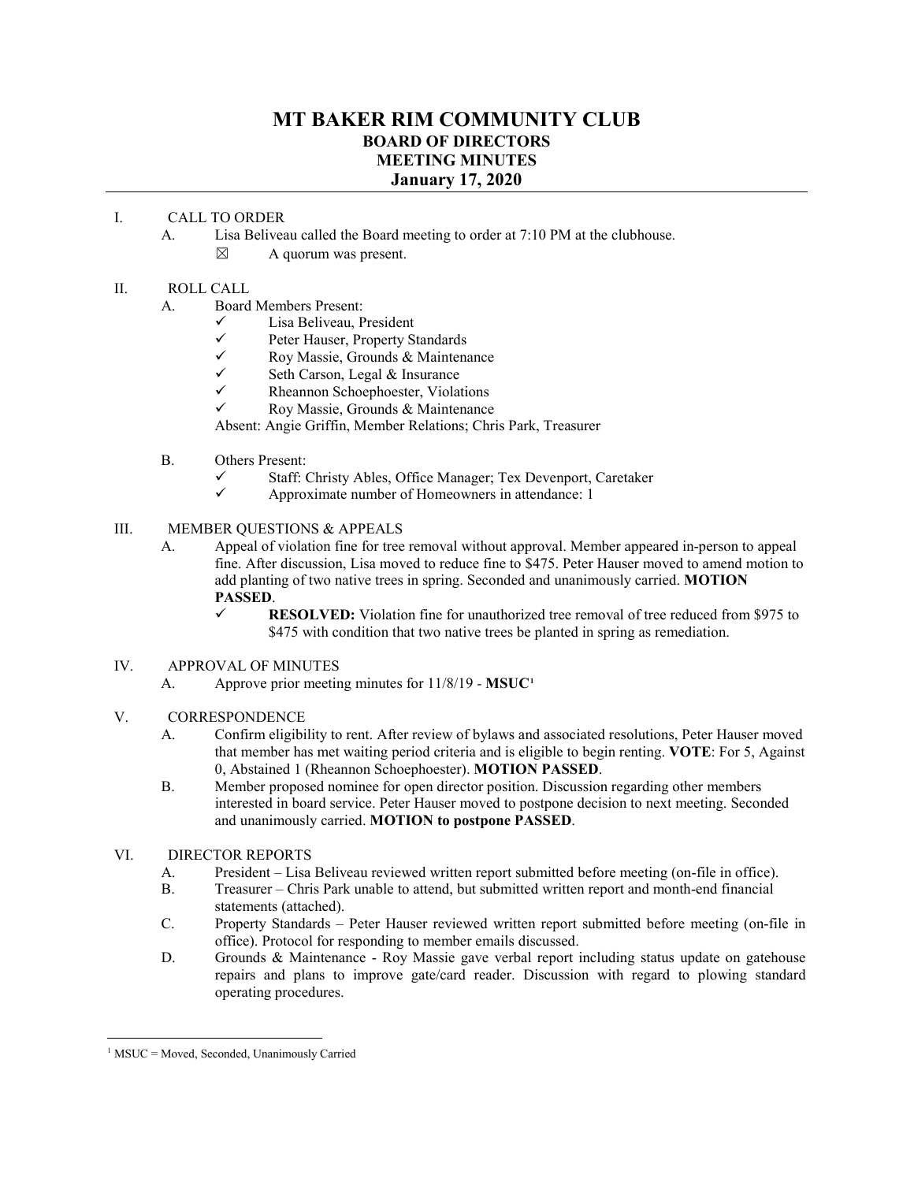# MT BAKER RIM COMMUNITY CLUB
## BOARD OF DIRECTORS
## MEETING MINUTES
## January 17, 2020

I. CALL TO ORDER

A. Lisa Beliveau called the Board meeting to order at 7:10 PM at the clubhouse.

☒ A quorum was present.

II. ROLL CALL

A. Board Members Present:

- ✓ Lisa Beliveau, President
- ✓ Peter Hauser, Property Standards
- ✓ Roy Massie, Grounds & Maintenance
- ✓ Seth Carson, Legal & Insurance
- ✓ Rheannon Schoephoester, Violations
- ✓ Roy Massie, Grounds & Maintenance

Absent: Angie Griffin, Member Relations; Chris Park, Treasurer

B. Others Present:

- ✓ Staff: Christy Ables, Office Manager; Tex Devenport, Caretaker
- ✓ Approximate number of Homeowners in attendance: 1

III. MEMBER QUESTIONS & APPEALS

A. Appeal of violation fine for tree removal without approval. Member appeared in-person to appeal fine. After discussion, Lisa moved to reduce fine to $475. Peter Hauser moved to amend motion to add planting of two native trees in spring. Seconded and unanimously carried. **MOTION PASSED**.

- ✓ **RESOLVED:** Violation fine for unauthorized tree removal of tree reduced from $975 to $475 with condition that two native trees be planted in spring as remediation.

IV. APPROVAL OF MINUTES

A. Approve prior meeting minutes for 11/8/19 - **MSUC**[1]

V. CORRESPONDENCE

A. Confirm eligibility to rent. After review of bylaws and associated resolutions, Peter Hauser moved that member has met waiting period criteria and is eligible to begin renting. **VOTE**: For 5, Against 0, Abstained 1 (Rheannon Schoephoester). **MOTION PASSED**.

B. Member proposed nominee for open director position. Discussion regarding other members interested in board service. Peter Hauser moved to postpone decision to next meeting. Seconded and unanimously carried. **MOTION to postpone PASSED**.

VI. DIRECTOR REPORTS

A. President – Lisa Beliveau reviewed written report submitted before meeting (on-file in office).

B. Treasurer – Chris Park unable to attend, but submitted written report and month-end financial statements (attached).

C. Property Standards – Peter Hauser reviewed written report submitted before meeting (on-file in office). Protocol for responding to member emails discussed.

D. Grounds & Maintenance - Roy Massie gave verbal report including status update on gatehouse repairs and plans to improve gate/card reader. Discussion with regard to plowing standard operating procedures.

---

[1] MSUC = Moved, Seconded, Unanimously Carried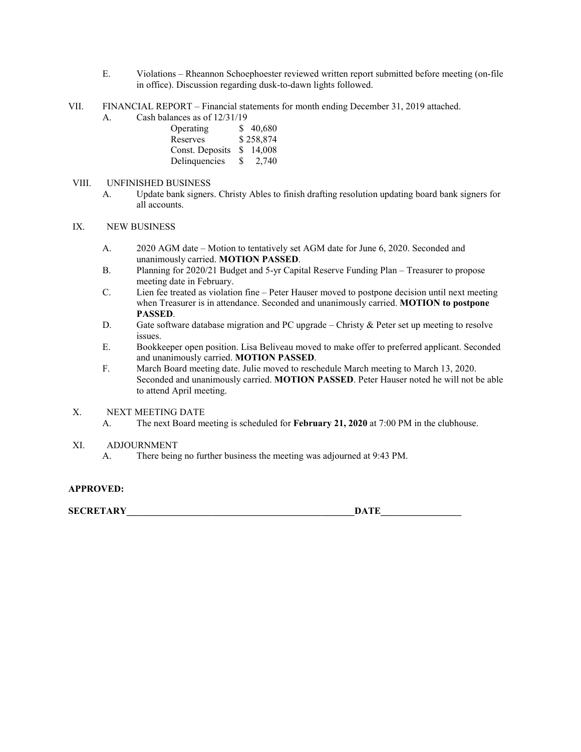E. Violations – Rheannon Schoephoester reviewed written report submitted before meeting (on-file in office). Discussion regarding dusk-to-dawn lights followed.

VII. FINANCIAL REPORT – Financial statements for month ending December 31, 2019 attached.

A. Cash balances as of 12/31/19

| | |
|---|---|
| Operating | $ 40,680 |
| Reserves | $ 258,874 |
| Const. Deposits | $ 14,008 |
| Delinquencies | $ 2,740 |

VIII. UNFINISHED BUSINESS

A. Update bank signers. Christy Ables to finish drafting resolution updating board bank signers for all accounts.

IX. NEW BUSINESS

A. 2020 AGM date – Motion to tentatively set AGM date for June 6, 2020. Seconded and unanimously carried. **MOTION PASSED**.

B. Planning for 2020/21 Budget and 5-yr Capital Reserve Funding Plan – Treasurer to propose meeting date in February.

C. Lien fee treated as violation fine – Peter Hauser moved to postpone decision until next meeting when Treasurer is in attendance. Seconded and unanimously carried. **MOTION to postpone PASSED**.

D. Gate software database migration and PC upgrade – Christy & Peter set up meeting to resolve issues.

E. Bookkeeper open position. Lisa Beliveau moved to make offer to preferred applicant. Seconded and unanimously carried. **MOTION PASSED**.

F. March Board meeting date. Julie moved to reschedule March meeting to March 13, 2020. Seconded and unanimously carried. **MOTION PASSED**. Peter Hauser noted he will not be able to attend April meeting.

X. NEXT MEETING DATE

A. The next Board meeting is scheduled for **February 21, 2020** at 7:00 PM in the clubhouse.

XI. ADJOURNMENT

A. There being no further business the meeting was adjourned at 9:43 PM.

**APPROVED:**

**SECRETARY**\_\_\_\_\_\_\_\_\_\_\_\_\_\_\_\_\_\_\_\_\_\_\_\_\_\_\_\_\_\_\_\_\_\_\_\_\_\_\_\_\_\_\_\_\_\_\_\_**DATE**\_\_\_\_\_\_\_\_\_\_\_\_\_\_\_\_\_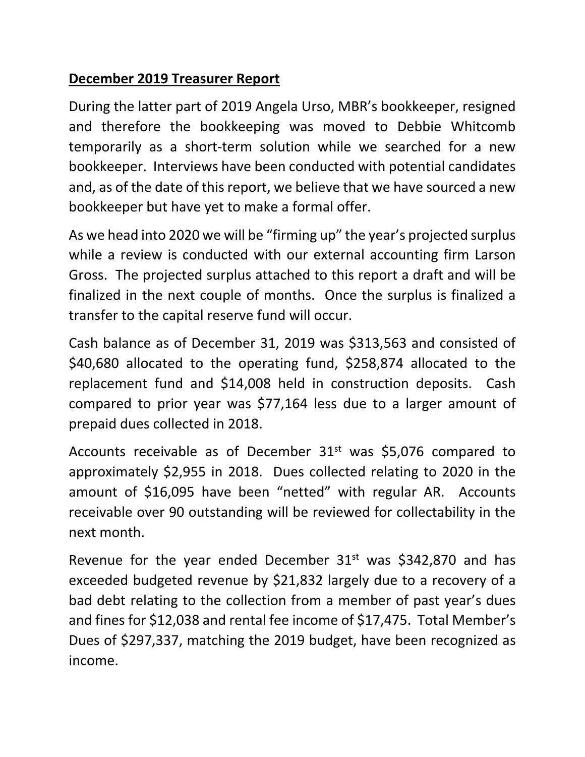**December 2019 Treasurer Report**

During the latter part of 2019 Angela Urso, MBR's bookkeeper, resigned and therefore the bookkeeping was moved to Debbie Whitcomb temporarily as a short-term solution while we searched for a new bookkeeper. Interviews have been conducted with potential candidates and, as of the date of this report, we believe that we have sourced a new bookkeeper but have yet to make a formal offer.

As we head into 2020 we will be "firming up" the year's projected surplus while a review is conducted with our external accounting firm Larson Gross. The projected surplus attached to this report a draft and will be finalized in the next couple of months. Once the surplus is finalized a transfer to the capital reserve fund will occur.

Cash balance as of December 31, 2019 was $313,563 and consisted of $40,680 allocated to the operating fund, $258,874 allocated to the replacement fund and $14,008 held in construction deposits. Cash compared to prior year was $77,164 less due to a larger amount of prepaid dues collected in 2018.

Accounts receivable as of December 31st was $5,076 compared to approximately $2,955 in 2018. Dues collected relating to 2020 in the amount of $16,095 have been "netted" with regular AR. Accounts receivable over 90 outstanding will be reviewed for collectability in the next month.

Revenue for the year ended December 31st was $342,870 and has exceeded budgeted revenue by $21,832 largely due to a recovery of a bad debt relating to the collection from a member of past year's dues and fines for $12,038 and rental fee income of $17,475. Total Member's Dues of $297,337, matching the 2019 budget, have been recognized as income.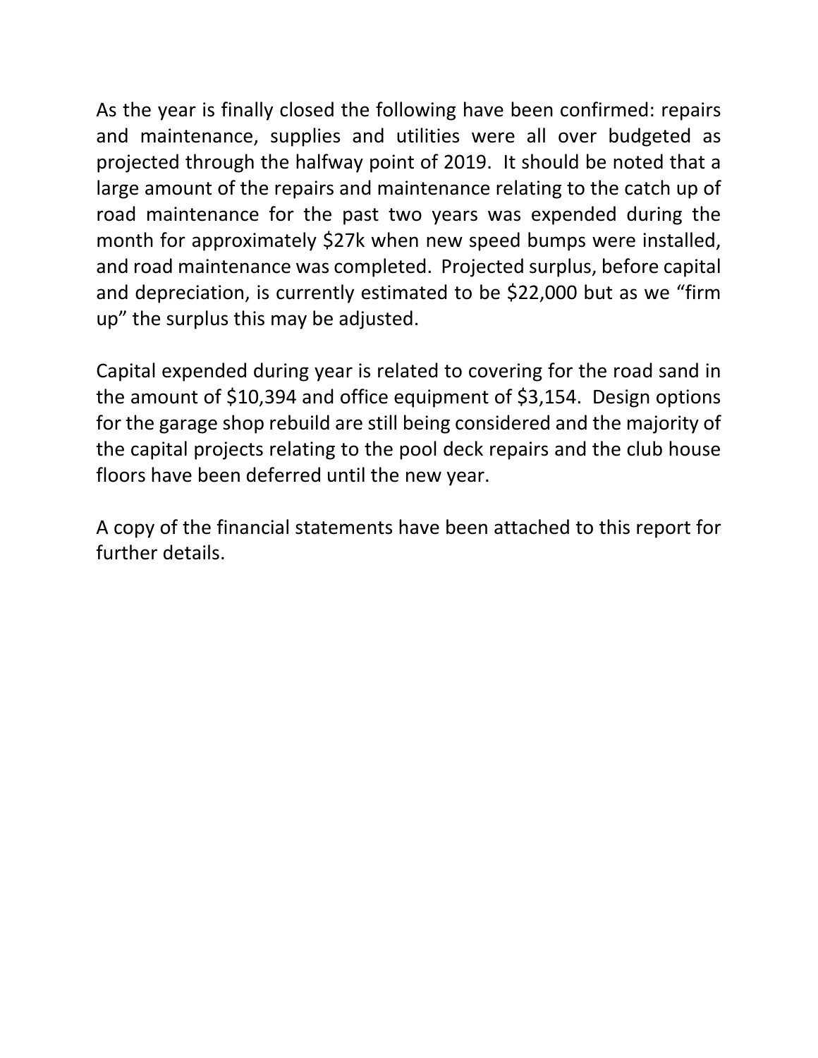As the year is finally closed the following have been confirmed: repairs and maintenance, supplies and utilities were all over budgeted as projected through the halfway point of 2019. It should be noted that a large amount of the repairs and maintenance relating to the catch up of road maintenance for the past two years was expended during the month for approximately $27k when new speed bumps were installed, and road maintenance was completed. Projected surplus, before capital and depreciation, is currently estimated to be $22,000 but as we "firm up" the surplus this may be adjusted.

Capital expended during year is related to covering for the road sand in the amount of $10,394 and office equipment of $3,154. Design options for the garage shop rebuild are still being considered and the majority of the capital projects relating to the pool deck repairs and the club house floors have been deferred until the new year.

A copy of the financial statements have been attached to this report for further details.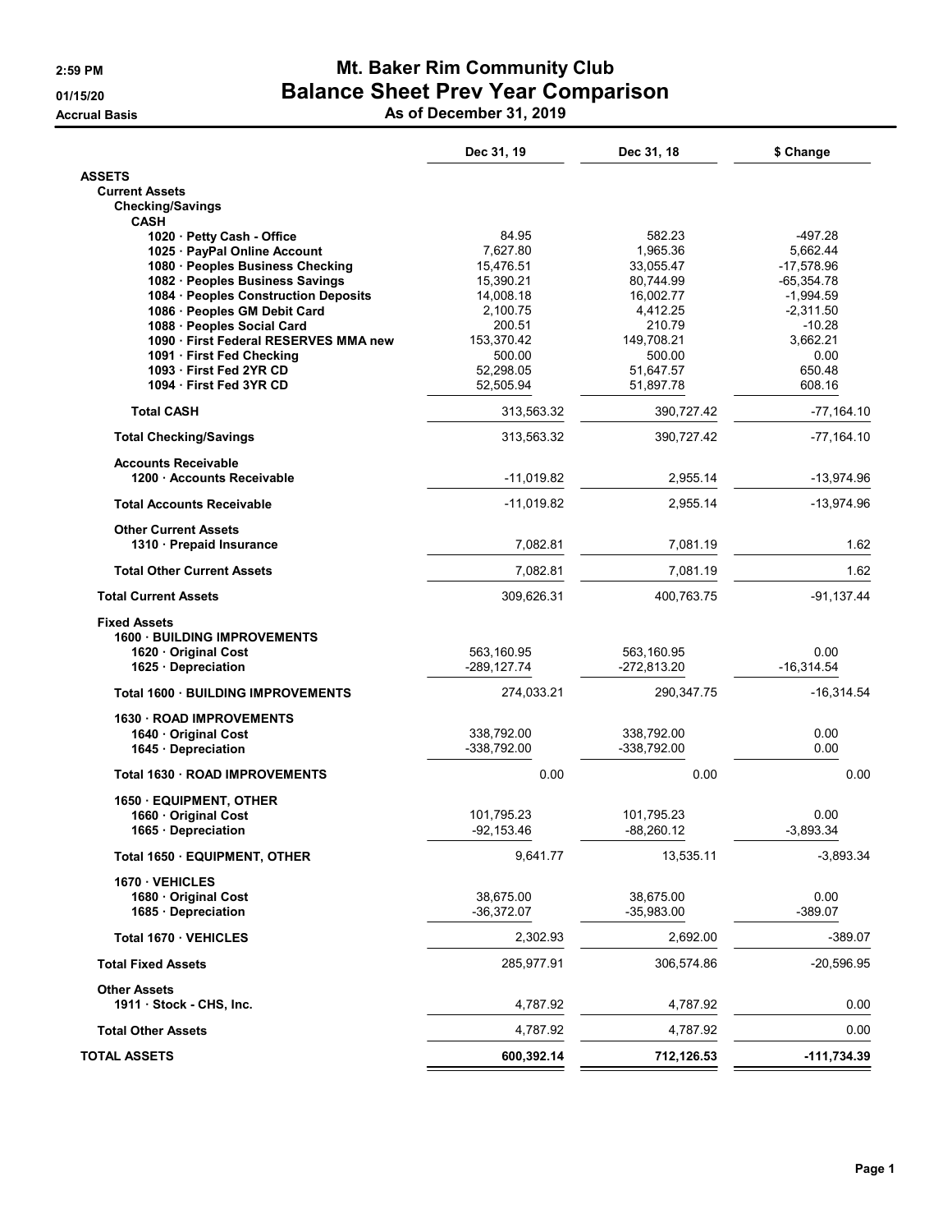# Mt. Baker Rim Community Club

## Balance Sheet Prev Year Comparison

### As of December 31, 2019

2:59 PM
01/15/20
Accrual Basis

| | Dec 31, 19 | Dec 31, 18 | $ Change |
|---|---|---|---|
| **ASSETS** | | | |
| **Current Assets** | | | |
| **Checking/Savings** | | | |
| **CASH** | | | |
| **1020 · Petty Cash - Office** | 84.95 | 582.23 | -497.28 |
| **1025 · PayPal Online Account** | 7,627.80 | 1,965.36 | 5,662.44 |
| **1080 · Peoples Business Checking** | 15,476.51 | 33,055.47 | -17,578.96 |
| **1082 · Peoples Business Savings** | 15,390.21 | 80,744.99 | -65,354.78 |
| **1084 · Peoples Construction Deposits** | 14,008.18 | 16,002.77 | -1,994.59 |
| **1086 · Peoples GM Debit Card** | 2,100.75 | 4,412.25 | -2,311.50 |
| **1088 · Peoples Social Card** | 200.51 | 210.79 | -10.28 |
| **1090 · First Federal RESERVES MMA new** | 153,370.42 | 149,708.21 | 3,662.21 |
| **1091 · First Fed Checking** | 500.00 | 500.00 | 0.00 |
| **1093 · First Fed 2YR CD** | 52,298.05 | 51,647.57 | 650.48 |
| **1094 · First Fed 3YR CD** | 52,505.94 | 51,897.78 | 608.16 |
| **Total CASH** | 313,563.32 | 390,727.42 | -77,164.10 |
| **Total Checking/Savings** | 313,563.32 | 390,727.42 | -77,164.10 |
| **Accounts Receivable** | | | |
| **1200 · Accounts Receivable** | -11,019.82 | 2,955.14 | -13,974.96 |
| **Total Accounts Receivable** | -11,019.82 | 2,955.14 | -13,974.96 |
| **Other Current Assets** | | | |
| **1310 · Prepaid Insurance** | 7,082.81 | 7,081.19 | 1.62 |
| **Total Other Current Assets** | 7,082.81 | 7,081.19 | 1.62 |
| **Total Current Assets** | 309,626.31 | 400,763.75 | -91,137.44 |
| **Fixed Assets** | | | |
| **1600 · BUILDING IMPROVEMENTS** | | | |
| **1620 · Original Cost** | 563,160.95 | 563,160.95 | 0.00 |
| **1625 · Depreciation** | -289,127.74 | -272,813.20 | -16,314.54 |
| **Total 1600 · BUILDING IMPROVEMENTS** | 274,033.21 | 290,347.75 | -16,314.54 |
| **1630 · ROAD IMPROVEMENTS** | | | |
| **1640 · Original Cost** | 338,792.00 | 338,792.00 | 0.00 |
| **1645 · Depreciation** | -338,792.00 | -338,792.00 | 0.00 |
| **Total 1630 · ROAD IMPROVEMENTS** | 0.00 | 0.00 | 0.00 |
| **1650 · EQUIPMENT, OTHER** | | | |
| **1660 · Original Cost** | 101,795.23 | 101,795.23 | 0.00 |
| **1665 · Depreciation** | -92,153.46 | -88,260.12 | -3,893.34 |
| **Total 1650 · EQUIPMENT, OTHER** | 9,641.77 | 13,535.11 | -3,893.34 |
| **1670 · VEHICLES** | | | |
| **1680 · Original Cost** | 38,675.00 | 38,675.00 | 0.00 |
| **1685 · Depreciation** | -36,372.07 | -35,983.00 | -389.07 |
| **Total 1670 · VEHICLES** | 2,302.93 | 2,692.00 | -389.07 |
| **Total Fixed Assets** | 285,977.91 | 306,574.86 | -20,596.95 |
| **Other Assets** | | | |
| **1911 · Stock - CHS, Inc.** | 4,787.92 | 4,787.92 | 0.00 |
| **Total Other Assets** | 4,787.92 | 4,787.92 | 0.00 |
| **TOTAL ASSETS** | **600,392.14** | **712,126.53** | **-111,734.39** |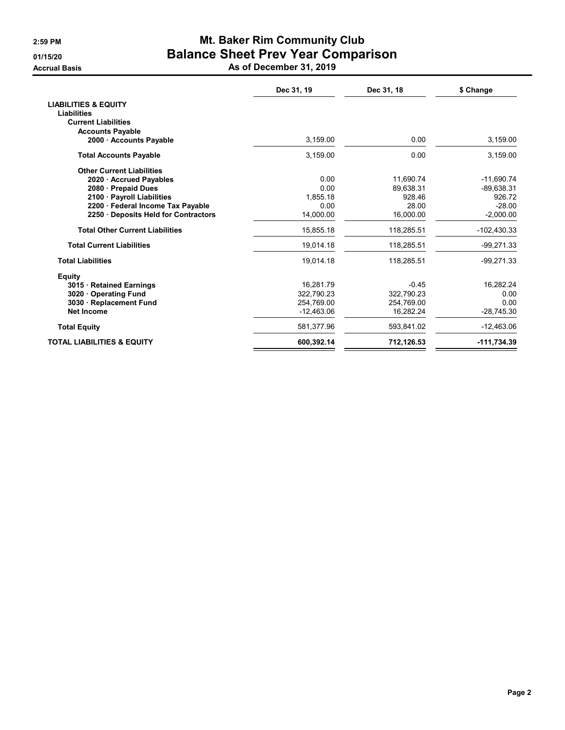# Mt. Baker Rim Community Club

## Balance Sheet Prev Year Comparison

### As of December 31, 2019

2:59 PM
01/15/20
Accrual Basis

| | Dec 31, 19 | Dec 31, 18 | $ Change |
|---|---|---|---|
| **LIABILITIES & EQUITY** | | | |
| **Liabilities** | | | |
| **Current Liabilities** | | | |
| **Accounts Payable** | | | |
| **2000 · Accounts Payable** | 3,159.00 | 0.00 | 3,159.00 |
| **Total Accounts Payable** | 3,159.00 | 0.00 | 3,159.00 |
| **Other Current Liabilities** | | | |
| **2020 · Accrued Payables** | 0.00 | 11,690.74 | -11,690.74 |
| **2080 · Prepaid Dues** | 0.00 | 89,638.31 | -89,638.31 |
| **2100 · Payroll Liabilities** | 1,855.18 | 928.46 | 926.72 |
| **2200 · Federal Income Tax Payable** | 0.00 | 28.00 | -28.00 |
| **2250 · Deposits Held for Contractors** | 14,000.00 | 16,000.00 | -2,000.00 |
| **Total Other Current Liabilities** | 15,855.18 | 118,285.51 | -102,430.33 |
| **Total Current Liabilities** | 19,014.18 | 118,285.51 | -99,271.33 |
| **Total Liabilities** | 19,014.18 | 118,285.51 | -99,271.33 |
| **Equity** | | | |
| **3015 · Retained Earnings** | 16,281.79 | -0.45 | 16,282.24 |
| **3020 · Operating Fund** | 322,790.23 | 322,790.23 | 0.00 |
| **3030 · Replacement Fund** | 254,769.00 | 254,769.00 | 0.00 |
| **Net Income** | -12,463.06 | 16,282.24 | -28,745.30 |
| **Total Equity** | 581,377.96 | 593,841.02 | -12,463.06 |
| **TOTAL LIABILITIES & EQUITY** | **600,392.14** | **712,126.53** | **-111,734.39** |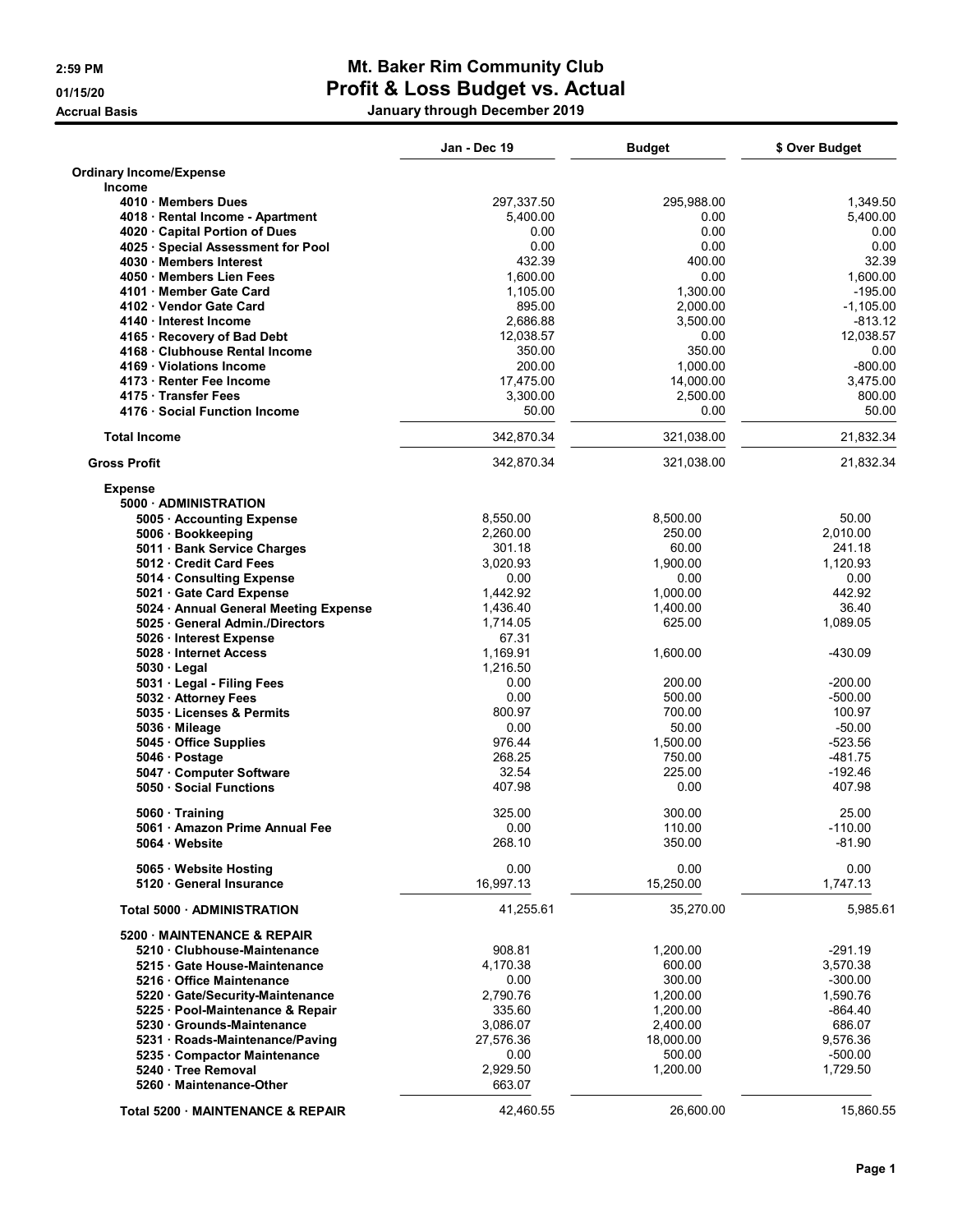# Mt. Baker Rim Community Club

## Profit & Loss Budget vs. Actual

**January through December 2019**

2:59 PM
01/15/20
Accrual Basis

| | Jan - Dec 19 | Budget | $ Over Budget |
|---|---|---|---|
| **Ordinary Income/Expense** | | | |
| **Income** | | | |
| 4010 · Members Dues | 297,337.50 | 295,988.00 | 1,349.50 |
| 4018 · Rental Income - Apartment | 5,400.00 | 0.00 | 5,400.00 |
| 4020 · Capital Portion of Dues | 0.00 | 0.00 | 0.00 |
| 4025 · Special Assessment for Pool | 0.00 | 0.00 | 0.00 |
| 4030 · Members Interest | 432.39 | 400.00 | 32.39 |
| 4050 · Members Lien Fees | 1,600.00 | 0.00 | 1,600.00 |
| 4101 · Member Gate Card | 1,105.00 | 1,300.00 | -195.00 |
| 4102 · Vendor Gate Card | 895.00 | 2,000.00 | -1,105.00 |
| 4140 · Interest Income | 2,686.88 | 3,500.00 | -813.12 |
| 4165 · Recovery of Bad Debt | 12,038.57 | 0.00 | 12,038.57 |
| 4168 · Clubhouse Rental Income | 350.00 | 350.00 | 0.00 |
| 4169 · Violations Income | 200.00 | 1,000.00 | -800.00 |
| 4173 · Renter Fee Income | 17,475.00 | 14,000.00 | 3,475.00 |
| 4175 · Transfer Fees | 3,300.00 | 2,500.00 | 800.00 |
| 4176 · Social Function Income | 50.00 | 0.00 | 50.00 |
| **Total Income** | 342,870.34 | 321,038.00 | 21,832.34 |
| **Gross Profit** | 342,870.34 | 321,038.00 | 21,832.34 |
| **Expense** | | | |
| **5000 · ADMINISTRATION** | | | |
| 5005 · Accounting Expense | 8,550.00 | 8,500.00 | 50.00 |
| 5006 · Bookkeeping | 2,260.00 | 250.00 | 2,010.00 |
| 5011 · Bank Service Charges | 301.18 | 60.00 | 241.18 |
| 5012 · Credit Card Fees | 3,020.93 | 1,900.00 | 1,120.93 |
| 5014 · Consulting Expense | 0.00 | 0.00 | 0.00 |
| 5021 · Gate Card Expense | 1,442.92 | 1,000.00 | 442.92 |
| 5024 · Annual General Meeting Expense | 1,436.40 | 1,400.00 | 36.40 |
| 5025 · General Admin./Directors | 1,714.05 | 625.00 | 1,089.05 |
| 5026 · Interest Expense | 67.31 | | |
| 5028 · Internet Access | 1,169.91 | 1,600.00 | -430.09 |
| 5030 · Legal | 1,216.50 | | |
| 5031 · Legal - Filing Fees | 0.00 | 200.00 | -200.00 |
| 5032 · Attorney Fees | 0.00 | 500.00 | -500.00 |
| 5035 · Licenses & Permits | 800.97 | 700.00 | 100.97 |
| 5036 · Mileage | 0.00 | 50.00 | -50.00 |
| 5045 · Office Supplies | 976.44 | 1,500.00 | -523.56 |
| 5046 · Postage | 268.25 | 750.00 | -481.75 |
| 5047 · Computer Software | 32.54 | 225.00 | -192.46 |
| 5050 · Social Functions | 407.98 | 0.00 | 407.98 |
| 5060 · Training | 325.00 | 300.00 | 25.00 |
| 5061 · Amazon Prime Annual Fee | 0.00 | 110.00 | -110.00 |
| 5064 · Website | 268.10 | 350.00 | -81.90 |
| 5065 · Website Hosting | 0.00 | 0.00 | 0.00 |
| 5120 · General Insurance | 16,997.13 | 15,250.00 | 1,747.13 |
| **Total 5000 · ADMINISTRATION** | 41,255.61 | 35,270.00 | 5,985.61 |
| **5200 · MAINTENANCE & REPAIR** | | | |
| 5210 · Clubhouse-Maintenance | 908.81 | 1,200.00 | -291.19 |
| 5215 · Gate House-Maintenance | 4,170.38 | 600.00 | 3,570.38 |
| 5216 · Office Maintenance | 0.00 | 300.00 | -300.00 |
| 5220 · Gate/Security-Maintenance | 2,790.76 | 1,200.00 | 1,590.76 |
| 5225 · Pool-Maintenance & Repair | 335.60 | 1,200.00 | -864.40 |
| 5230 · Grounds-Maintenance | 3,086.07 | 2,400.00 | 686.07 |
| 5231 · Roads-Maintenance/Paving | 27,576.36 | 18,000.00 | 9,576.36 |
| 5235 · Compactor Maintenance | 0.00 | 500.00 | -500.00 |
| 5240 · Tree Removal | 2,929.50 | 1,200.00 | 1,729.50 |
| 5260 · Maintenance-Other | 663.07 | | |
| **Total 5200 · MAINTENANCE & REPAIR** | 42,460.55 | 26,600.00 | 15,860.55 |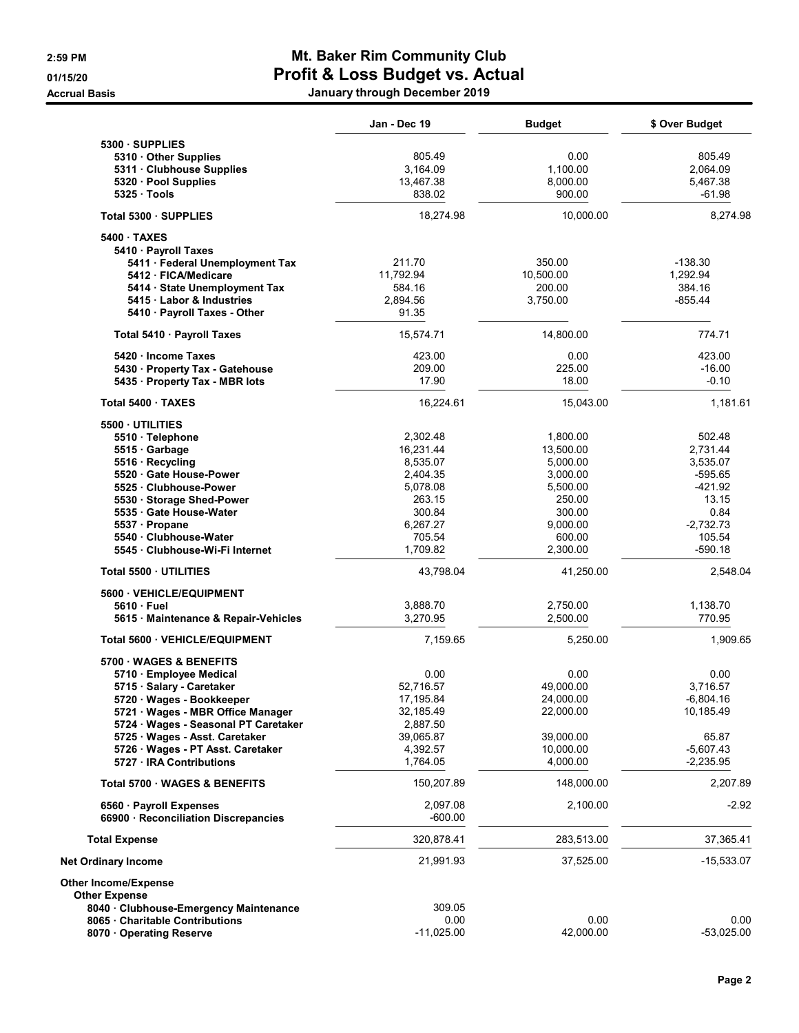# Mt. Baker Rim Community Club

## Profit & Loss Budget vs. Actual

**January through December 2019**

2:59 PM
01/15/20
Accrual Basis

| | Jan - Dec 19 | Budget | $ Over Budget |
|---|---|---|---|
| 5300 · SUPPLIES | | | |
| 5310 · Other Supplies | 805.49 | 0.00 | 805.49 |
| 5311 · Clubhouse Supplies | 3,164.09 | 1,100.00 | 2,064.09 |
| 5320 · Pool Supplies | 13,467.38 | 8,000.00 | 5,467.38 |
| 5325 · Tools | 838.02 | 900.00 | -61.98 |
| Total 5300 · SUPPLIES | 18,274.98 | 10,000.00 | 8,274.98 |
| 5400 · TAXES | | | |
| 5410 · Payroll Taxes | | | |
| 5411 · Federal Unemployment Tax | 211.70 | 350.00 | -138.30 |
| 5412 · FICA/Medicare | 11,792.94 | 10,500.00 | 1,292.94 |
| 5414 · State Unemployment Tax | 584.16 | 200.00 | 384.16 |
| 5415 · Labor & Industries | 2,894.56 | 3,750.00 | -855.44 |
| 5410 · Payroll Taxes - Other | 91.35 | | |
| Total 5410 · Payroll Taxes | 15,574.71 | 14,800.00 | 774.71 |
| 5420 · Income Taxes | 423.00 | 0.00 | 423.00 |
| 5430 · Property Tax - Gatehouse | 209.00 | 225.00 | -16.00 |
| 5435 · Property Tax - MBR lots | 17.90 | 18.00 | -0.10 |
| Total 5400 · TAXES | 16,224.61 | 15,043.00 | 1,181.61 |
| 5500 · UTILITIES | | | |
| 5510 · Telephone | 2,302.48 | 1,800.00 | 502.48 |
| 5515 · Garbage | 16,231.44 | 13,500.00 | 2,731.44 |
| 5516 · Recycling | 8,535.07 | 5,000.00 | 3,535.07 |
| 5520 · Gate House-Power | 2,404.35 | 3,000.00 | -595.65 |
| 5525 · Clubhouse-Power | 5,078.08 | 5,500.00 | -421.92 |
| 5530 · Storage Shed-Power | 263.15 | 250.00 | 13.15 |
| 5535 · Gate House-Water | 300.84 | 300.00 | 0.84 |
| 5537 · Propane | 6,267.27 | 9,000.00 | -2,732.73 |
| 5540 · Clubhouse-Water | 705.54 | 600.00 | 105.54 |
| 5545 · Clubhouse-Wi-Fi Internet | 1,709.82 | 2,300.00 | -590.18 |
| Total 5500 · UTILITIES | 43,798.04 | 41,250.00 | 2,548.04 |
| 5600 · VEHICLE/EQUIPMENT | | | |
| 5610 · Fuel | 3,888.70 | 2,750.00 | 1,138.70 |
| 5615 · Maintenance & Repair-Vehicles | 3,270.95 | 2,500.00 | 770.95 |
| Total 5600 · VEHICLE/EQUIPMENT | 7,159.65 | 5,250.00 | 1,909.65 |
| 5700 · WAGES & BENEFITS | | | |
| 5710 · Employee Medical | 0.00 | 0.00 | 0.00 |
| 5715 · Salary - Caretaker | 52,716.57 | 49,000.00 | 3,716.57 |
| 5720 · Wages - Bookkeeper | 17,195.84 | 24,000.00 | -6,804.16 |
| 5721 · Wages - MBR Office Manager | 32,185.49 | 22,000.00 | 10,185.49 |
| 5724 · Wages - Seasonal PT Caretaker | 2,887.50 | | |
| 5725 · Wages - Asst. Caretaker | 39,065.87 | 39,000.00 | 65.87 |
| 5726 · Wages - PT Asst. Caretaker | 4,392.57 | 10,000.00 | -5,607.43 |
| 5727 · IRA Contributions | 1,764.05 | 4,000.00 | -2,235.95 |
| Total 5700 · WAGES & BENEFITS | 150,207.89 | 148,000.00 | 2,207.89 |
| 6560 · Payroll Expenses | 2,097.08 | 2,100.00 | -2.92 |
| 66900 · Reconciliation Discrepancies | -600.00 | | |
| Total Expense | 320,878.41 | 283,513.00 | 37,365.41 |
| Net Ordinary Income | 21,991.93 | 37,525.00 | -15,533.07 |
| Other Income/Expense | | | |
| Other Expense | | | |
| 8040 · Clubhouse-Emergency Maintenance | 309.05 | | |
| 8065 · Charitable Contributions | 0.00 | 0.00 | 0.00 |
| 8070 · Operating Reserve | -11,025.00 | 42,000.00 | -53,025.00 |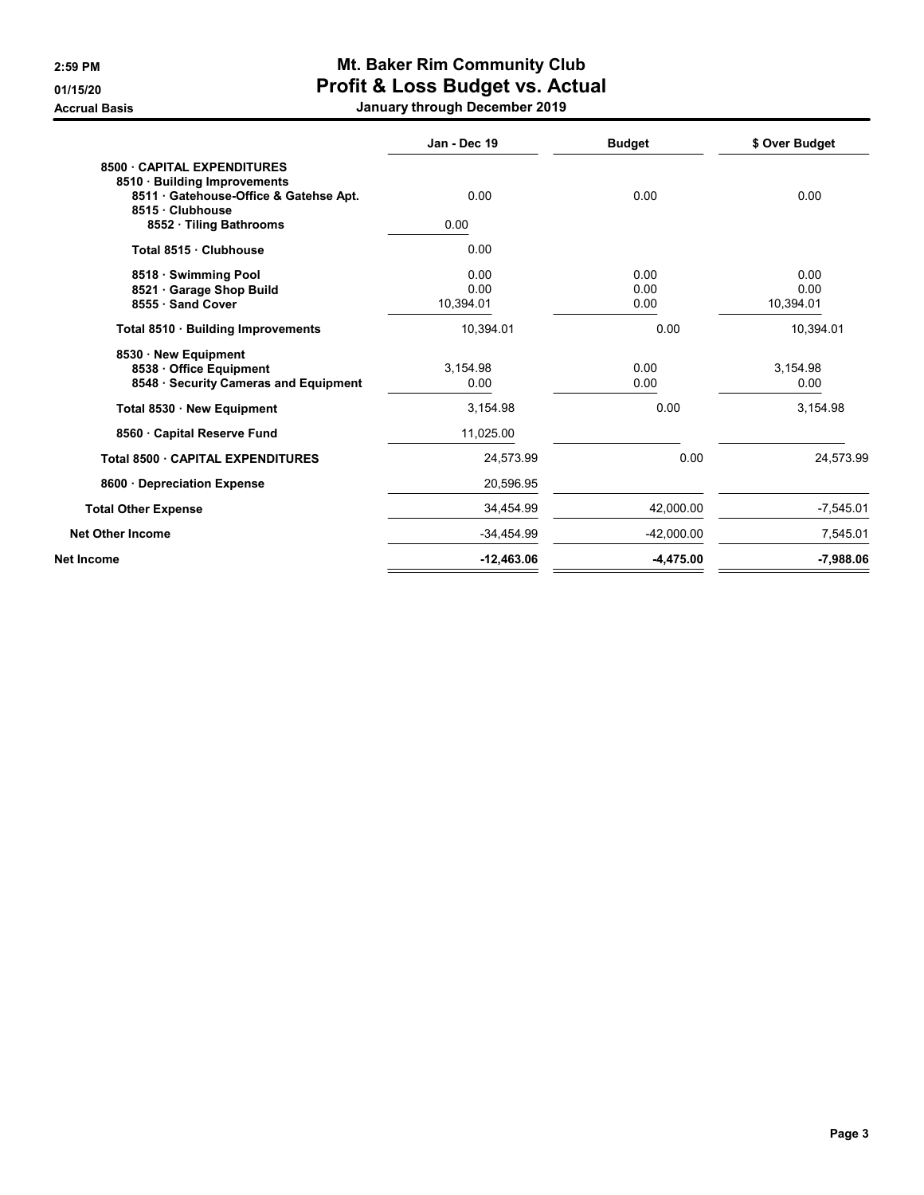**Mt. Baker Rim Community Club**
**Profit & Loss Budget vs. Actual**
**January through December 2019**

2:59 PM
01/15/20
Accrual Basis

| | Jan - Dec 19 | Budget | $ Over Budget |
|---|---|---|---|
| **8500 · CAPITAL EXPENDITURES** | | | |
| **8510 · Building Improvements** | | | |
| **8511 · Gatehouse-Office & Gatehse Apt.** | 0.00 | 0.00 | 0.00 |
| **8515 · Clubhouse** | | | |
| **8552 · Tiling Bathrooms** | 0.00 | | |
| **Total 8515 · Clubhouse** | 0.00 | | |
| **8518 · Swimming Pool** | 0.00 | 0.00 | 0.00 |
| **8521 · Garage Shop Build** | 0.00 | 0.00 | 0.00 |
| **8555 · Sand Cover** | 10,394.01 | 0.00 | 10,394.01 |
| **Total 8510 · Building Improvements** | 10,394.01 | 0.00 | 10,394.01 |
| **8530 · New Equipment** | | | |
| **8538 · Office Equipment** | 3,154.98 | 0.00 | 3,154.98 |
| **8548 · Security Cameras and Equipment** | 0.00 | 0.00 | 0.00 |
| **Total 8530 · New Equipment** | 3,154.98 | 0.00 | 3,154.98 |
| **8560 · Capital Reserve Fund** | 11,025.00 | | |
| **Total 8500 · CAPITAL EXPENDITURES** | 24,573.99 | 0.00 | 24,573.99 |
| **8600 · Depreciation Expense** | 20,596.95 | | |
| **Total Other Expense** | 34,454.99 | 42,000.00 | -7,545.01 |
| **Net Other Income** | -34,454.99 | -42,000.00 | 7,545.01 |
| **Net Income** | **-12,463.06** | **-4,475.00** | **-7,988.06** |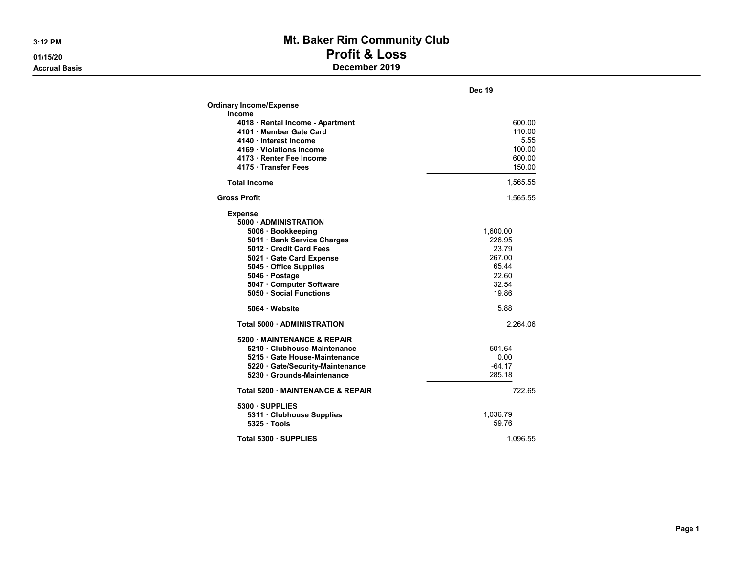# Mt. Baker Rim Community Club

## Profit & Loss

### December 2019

3:12 PM
01/15/20
Accrual Basis

| | | Dec 19 |
|---|---|---|
| **Ordinary Income/Expense** | | |
| **Income** | | |
| 4018 · Rental Income - Apartment | | 600.00 |
| 4101 · Member Gate Card | | 110.00 |
| 4140 · Interest Income | | 5.55 |
| 4169 · Violations Income | | 100.00 |
| 4173 · Renter Fee Income | | 600.00 |
| 4175 · Transfer Fees | | 150.00 |
| **Total Income** | | 1,565.55 |
| **Gross Profit** | | 1,565.55 |
| **Expense** | | |
| 5000 · ADMINISTRATION | | |
| 5006 · Bookkeeping | 1,600.00 | |
| 5011 · Bank Service Charges | 226.95 | |
| 5012 · Credit Card Fees | 23.79 | |
| 5021 · Gate Card Expense | 267.00 | |
| 5045 · Office Supplies | 65.44 | |
| 5046 · Postage | 22.60 | |
| 5047 · Computer Software | 32.54 | |
| 5050 · Social Functions | 19.86 | |
| 5064 · Website | 5.88 | |
| **Total 5000 · ADMINISTRATION** | | 2,264.06 |
| 5200 · MAINTENANCE & REPAIR | | |
| 5210 · Clubhouse-Maintenance | 501.64 | |
| 5215 · Gate House-Maintenance | 0.00 | |
| 5220 · Gate/Security-Maintenance | -64.17 | |
| 5230 · Grounds-Maintenance | 285.18 | |
| **Total 5200 · MAINTENANCE & REPAIR** | | 722.65 |
| 5300 · SUPPLIES | | |
| 5311 · Clubhouse Supplies | 1,036.79 | |
| 5325 · Tools | 59.76 | |
| **Total 5300 · SUPPLIES** | | 1,096.55 |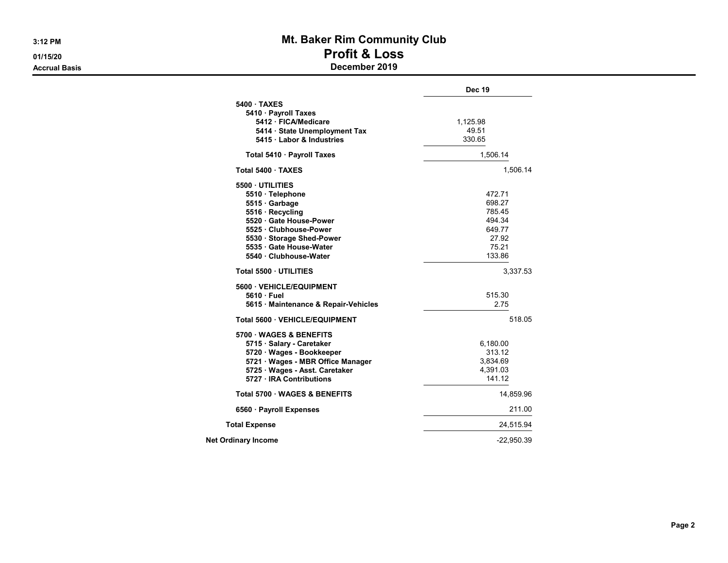# Mt. Baker Rim Community Club

## Profit & Loss

### December 2019

3:12 PM
01/15/20
Accrual Basis

| | Dec 19 | |
|---|---|---|
| **5400 · TAXES** | | |
| **5410 · Payroll Taxes** | | |
| **5412 · FICA/Medicare** | 1,125.98 | |
| **5414 · State Unemployment Tax** | 49.51 | |
| **5415 · Labor & Industries** | 330.65 | |
| **Total 5410 · Payroll Taxes** | 1,506.14 | |
| **Total 5400 · TAXES** | | 1,506.14 |
| **5500 · UTILITIES** | | |
| **5510 · Telephone** | 472.71 | |
| **5515 · Garbage** | 698.27 | |
| **5516 · Recycling** | 785.45 | |
| **5520 · Gate House-Power** | 494.34 | |
| **5525 · Clubhouse-Power** | 649.77 | |
| **5530 · Storage Shed-Power** | 27.92 | |
| **5535 · Gate House-Water** | 75.21 | |
| **5540 · Clubhouse-Water** | 133.86 | |
| **Total 5500 · UTILITIES** | | 3,337.53 |
| **5600 · VEHICLE/EQUIPMENT** | | |
| **5610 · Fuel** | 515.30 | |
| **5615 · Maintenance & Repair-Vehicles** | 2.75 | |
| **Total 5600 · VEHICLE/EQUIPMENT** | | 518.05 |
| **5700 · WAGES & BENEFITS** | | |
| **5715 · Salary - Caretaker** | 6,180.00 | |
| **5720 · Wages - Bookkeeper** | 313.12 | |
| **5721 · Wages - MBR Office Manager** | 3,834.69 | |
| **5725 · Wages - Asst. Caretaker** | 4,391.03 | |
| **5727 · IRA Contributions** | 141.12 | |
| **Total 5700 · WAGES & BENEFITS** | | 14,859.96 |
| **6560 · Payroll Expenses** | | 211.00 |
| **Total Expense** | | 24,515.94 |
| **Net Ordinary Income** | | -22,950.39 |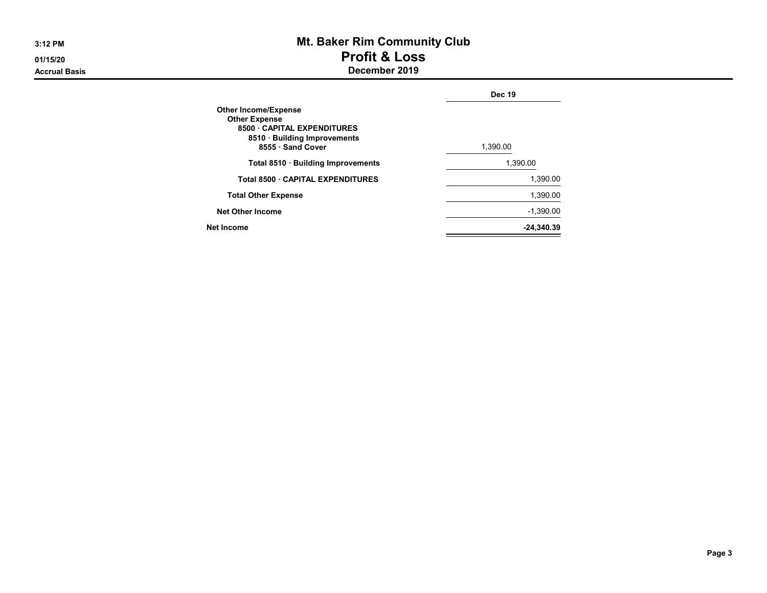# Mt. Baker Rim Community Club

## Profit & Loss

### December 2019

3:12 PM
01/15/20
Accrual Basis

| | Dec 19 |
|---|---|
| **Other Income/Expense** | |
| **Other Expense** | |
| **8500 · CAPITAL EXPENDITURES** | |
| **8510 · Building Improvements** | |
| **8555 · Sand Cover** | 1,390.00 |
| **Total 8510 · Building Improvements** | 1,390.00 |
| **Total 8500 · CAPITAL EXPENDITURES** | 1,390.00 |
| **Total Other Expense** | 1,390.00 |
| **Net Other Income** | -1,390.00 |
| **Net Income** | **-24,340.39** |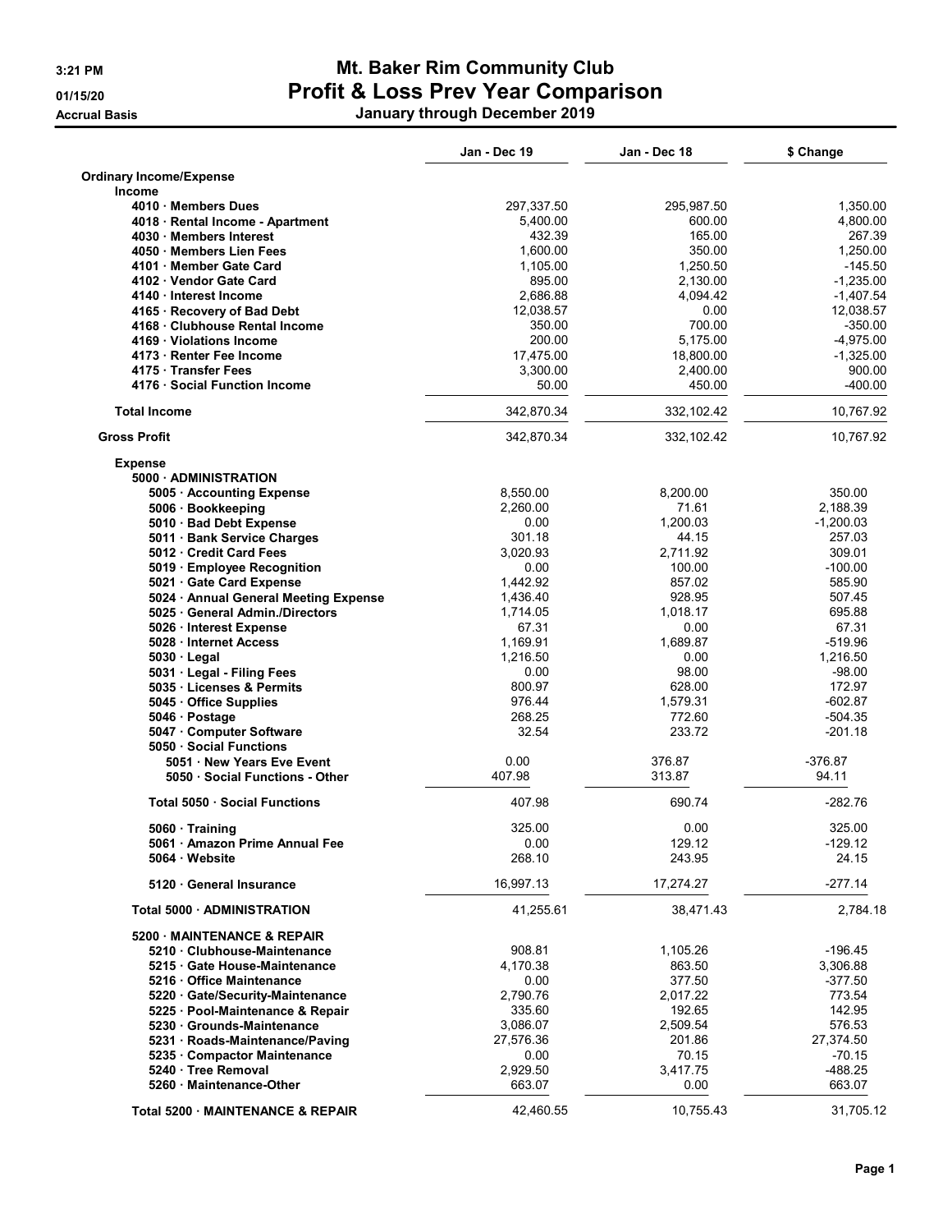# Mt. Baker Rim Community Club

## Profit & Loss Prev Year Comparison

### January through December 2019

3:21 PM
01/15/20
Accrual Basis

| | Jan - Dec 19 | Jan - Dec 18 | $ Change |
|---|---|---|---|
| **Ordinary Income/Expense** | | | |
| **Income** | | | |
| 4010 · Members Dues | 297,337.50 | 295,987.50 | 1,350.00 |
| 4018 · Rental Income - Apartment | 5,400.00 | 600.00 | 4,800.00 |
| 4030 · Members Interest | 432.39 | 165.00 | 267.39 |
| 4050 · Members Lien Fees | 1,600.00 | 350.00 | 1,250.00 |
| 4101 · Member Gate Card | 1,105.00 | 1,250.50 | -145.50 |
| 4102 · Vendor Gate Card | 895.00 | 2,130.00 | -1,235.00 |
| 4140 · Interest Income | 2,686.88 | 4,094.42 | -1,407.54 |
| 4165 · Recovery of Bad Debt | 12,038.57 | 0.00 | 12,038.57 |
| 4168 · Clubhouse Rental Income | 350.00 | 700.00 | -350.00 |
| 4169 · Violations Income | 200.00 | 5,175.00 | -4,975.00 |
| 4173 · Renter Fee Income | 17,475.00 | 18,800.00 | -1,325.00 |
| 4175 · Transfer Fees | 3,300.00 | 2,400.00 | 900.00 |
| 4176 · Social Function Income | 50.00 | 450.00 | -400.00 |
| **Total Income** | 342,870.34 | 332,102.42 | 10,767.92 |
| **Gross Profit** | 342,870.34 | 332,102.42 | 10,767.92 |
| **Expense** | | | |
| **5000 · ADMINISTRATION** | | | |
| 5005 · Accounting Expense | 8,550.00 | 8,200.00 | 350.00 |
| 5006 · Bookkeeping | 2,260.00 | 71.61 | 2,188.39 |
| 5010 · Bad Debt Expense | 0.00 | 1,200.03 | -1,200.03 |
| 5011 · Bank Service Charges | 301.18 | 44.15 | 257.03 |
| 5012 · Credit Card Fees | 3,020.93 | 2,711.92 | 309.01 |
| 5019 · Employee Recognition | 0.00 | 100.00 | -100.00 |
| 5021 · Gate Card Expense | 1,442.92 | 857.02 | 585.90 |
| 5024 · Annual General Meeting Expense | 1,436.40 | 928.95 | 507.45 |
| 5025 · General Admin./Directors | 1,714.05 | 1,018.17 | 695.88 |
| 5026 · Interest Expense | 67.31 | 0.00 | 67.31 |
| 5028 · Internet Access | 1,169.91 | 1,689.87 | -519.96 |
| 5030 · Legal | 1,216.50 | 0.00 | 1,216.50 |
| 5031 · Legal - Filing Fees | 0.00 | 98.00 | -98.00 |
| 5035 · Licenses & Permits | 800.97 | 628.00 | 172.97 |
| 5045 · Office Supplies | 976.44 | 1,579.31 | -602.87 |
| 5046 · Postage | 268.25 | 772.60 | -504.35 |
| 5047 · Computer Software | 32.54 | 233.72 | -201.18 |
| 5050 · Social Functions | | | |
| 5051 · New Years Eve Event | 0.00 | 376.87 | -376.87 |
| 5050 · Social Functions - Other | 407.98 | 313.87 | 94.11 |
| **Total 5050 · Social Functions** | 407.98 | 690.74 | -282.76 |
| 5060 · Training | 325.00 | 0.00 | 325.00 |
| 5061 · Amazon Prime Annual Fee | 0.00 | 129.12 | -129.12 |
| 5064 · Website | 268.10 | 243.95 | 24.15 |
| 5120 · General Insurance | 16,997.13 | 17,274.27 | -277.14 |
| **Total 5000 · ADMINISTRATION** | 41,255.61 | 38,471.43 | 2,784.18 |
| **5200 · MAINTENANCE & REPAIR** | | | |
| 5210 · Clubhouse-Maintenance | 908.81 | 1,105.26 | -196.45 |
| 5215 · Gate House-Maintenance | 4,170.38 | 863.50 | 3,306.88 |
| 5216 · Office Maintenance | 0.00 | 377.50 | -377.50 |
| 5220 · Gate/Security-Maintenance | 2,790.76 | 2,017.22 | 773.54 |
| 5225 · Pool-Maintenance & Repair | 335.60 | 192.65 | 142.95 |
| 5230 · Grounds-Maintenance | 3,086.07 | 2,509.54 | 576.53 |
| 5231 · Roads-Maintenance/Paving | 27,576.36 | 201.86 | 27,374.50 |
| 5235 · Compactor Maintenance | 0.00 | 70.15 | -70.15 |
| 5240 · Tree Removal | 2,929.50 | 3,417.75 | -488.25 |
| 5260 · Maintenance-Other | 663.07 | 0.00 | 663.07 |
| **Total 5200 · MAINTENANCE & REPAIR** | 42,460.55 | 10,755.43 | 31,705.12 |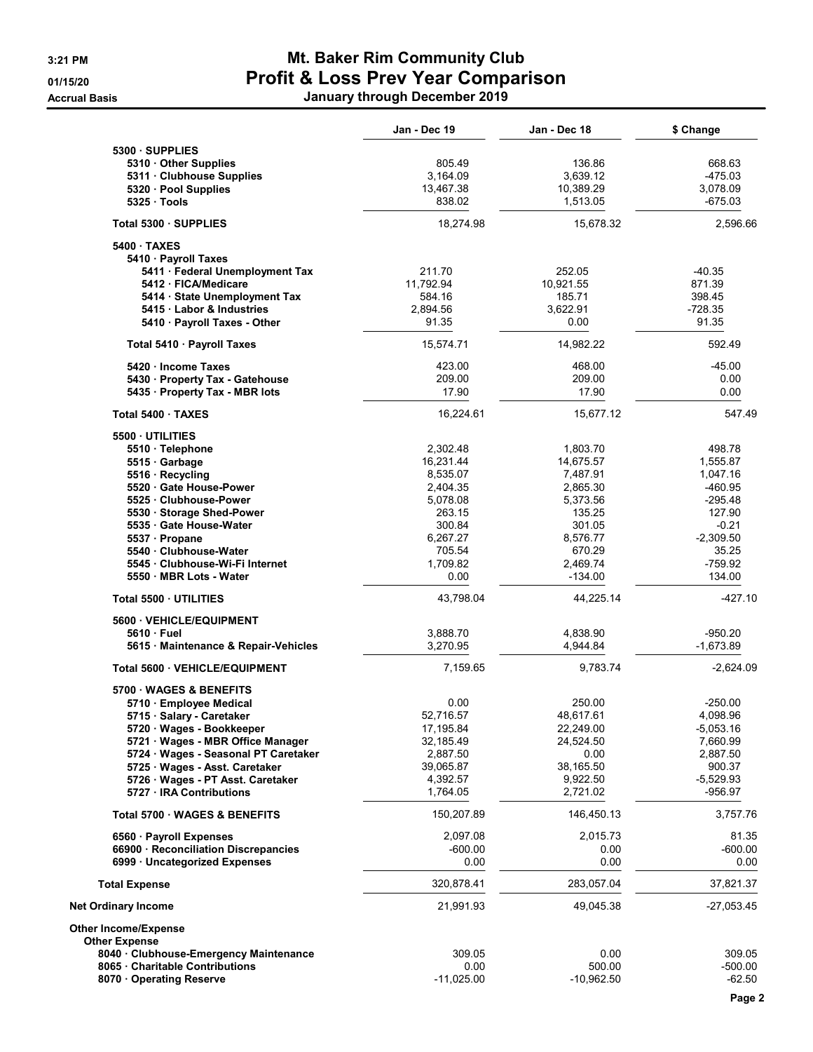# Mt. Baker Rim Community Club
## Profit & Loss Prev Year Comparison
### January through December 2019

3:21 PM
01/15/20
Accrual Basis

| | Jan - Dec 19 | Jan - Dec 18 | $ Change |
|---|---|---|---|
| 5300 · SUPPLIES | | | |
| 5310 · Other Supplies | 805.49 | 136.86 | 668.63 |
| 5311 · Clubhouse Supplies | 3,164.09 | 3,639.12 | -475.03 |
| 5320 · Pool Supplies | 13,467.38 | 10,389.29 | 3,078.09 |
| 5325 · Tools | 838.02 | 1,513.05 | -675.03 |
| **Total 5300 · SUPPLIES** | 18,274.98 | 15,678.32 | 2,596.66 |
| 5400 · TAXES | | | |
| 5410 · Payroll Taxes | | | |
| 5411 · Federal Unemployment Tax | 211.70 | 252.05 | -40.35 |
| 5412 · FICA/Medicare | 11,792.94 | 10,921.55 | 871.39 |
| 5414 · State Unemployment Tax | 584.16 | 185.71 | 398.45 |
| 5415 · Labor & Industries | 2,894.56 | 3,622.91 | -728.35 |
| 5410 · Payroll Taxes - Other | 91.35 | 0.00 | 91.35 |
| **Total 5410 · Payroll Taxes** | 15,574.71 | 14,982.22 | 592.49 |
| 5420 · Income Taxes | 423.00 | 468.00 | -45.00 |
| 5430 · Property Tax - Gatehouse | 209.00 | 209.00 | 0.00 |
| 5435 · Property Tax - MBR lots | 17.90 | 17.90 | 0.00 |
| **Total 5400 · TAXES** | 16,224.61 | 15,677.12 | 547.49 |
| 5500 · UTILITIES | | | |
| 5510 · Telephone | 2,302.48 | 1,803.70 | 498.78 |
| 5515 · Garbage | 16,231.44 | 14,675.57 | 1,555.87 |
| 5516 · Recycling | 8,535.07 | 7,487.91 | 1,047.16 |
| 5520 · Gate House-Power | 2,404.35 | 2,865.30 | -460.95 |
| 5525 · Clubhouse-Power | 5,078.08 | 5,373.56 | -295.48 |
| 5530 · Storage Shed-Power | 263.15 | 135.25 | 127.90 |
| 5535 · Gate House-Water | 300.84 | 301.05 | -0.21 |
| 5537 · Propane | 6,267.27 | 8,576.77 | -2,309.50 |
| 5540 · Clubhouse-Water | 705.54 | 670.29 | 35.25 |
| 5545 · Clubhouse-Wi-Fi Internet | 1,709.82 | 2,469.74 | -759.92 |
| 5550 · MBR Lots - Water | 0.00 | -134.00 | 134.00 |
| **Total 5500 · UTILITIES** | 43,798.04 | 44,225.14 | -427.10 |
| 5600 · VEHICLE/EQUIPMENT | | | |
| 5610 · Fuel | 3,888.70 | 4,838.90 | -950.20 |
| 5615 · Maintenance & Repair-Vehicles | 3,270.95 | 4,944.84 | -1,673.89 |
| **Total 5600 · VEHICLE/EQUIPMENT** | 7,159.65 | 9,783.74 | -2,624.09 |
| 5700 · WAGES & BENEFITS | | | |
| 5710 · Employee Medical | 0.00 | 250.00 | -250.00 |
| 5715 · Salary - Caretaker | 52,716.57 | 48,617.61 | 4,098.96 |
| 5720 · Wages - Bookkeeper | 17,195.84 | 22,249.00 | -5,053.16 |
| 5721 · Wages - MBR Office Manager | 32,185.49 | 24,524.50 | 7,660.99 |
| 5724 · Wages - Seasonal PT Caretaker | 2,887.50 | 0.00 | 2,887.50 |
| 5725 · Wages - Asst. Caretaker | 39,065.87 | 38,165.50 | 900.37 |
| 5726 · Wages - PT Asst. Caretaker | 4,392.57 | 9,922.50 | -5,529.93 |
| 5727 · IRA Contributions | 1,764.05 | 2,721.02 | -956.97 |
| **Total 5700 · WAGES & BENEFITS** | 150,207.89 | 146,450.13 | 3,757.76 |
| 6560 · Payroll Expenses | 2,097.08 | 2,015.73 | 81.35 |
| 66900 · Reconciliation Discrepancies | -600.00 | 0.00 | -600.00 |
| 6999 · Uncategorized Expenses | 0.00 | 0.00 | 0.00 |
| **Total Expense** | 320,878.41 | 283,057.04 | 37,821.37 |
| **Net Ordinary Income** | 21,991.93 | 49,045.38 | -27,053.45 |
| **Other Income/Expense** | | | |
| **Other Expense** | | | |
| 8040 · Clubhouse-Emergency Maintenance | 309.05 | 0.00 | 309.05 |
| 8065 · Charitable Contributions | 0.00 | 500.00 | -500.00 |
| 8070 · Operating Reserve | -11,025.00 | -10,962.50 | -62.50 |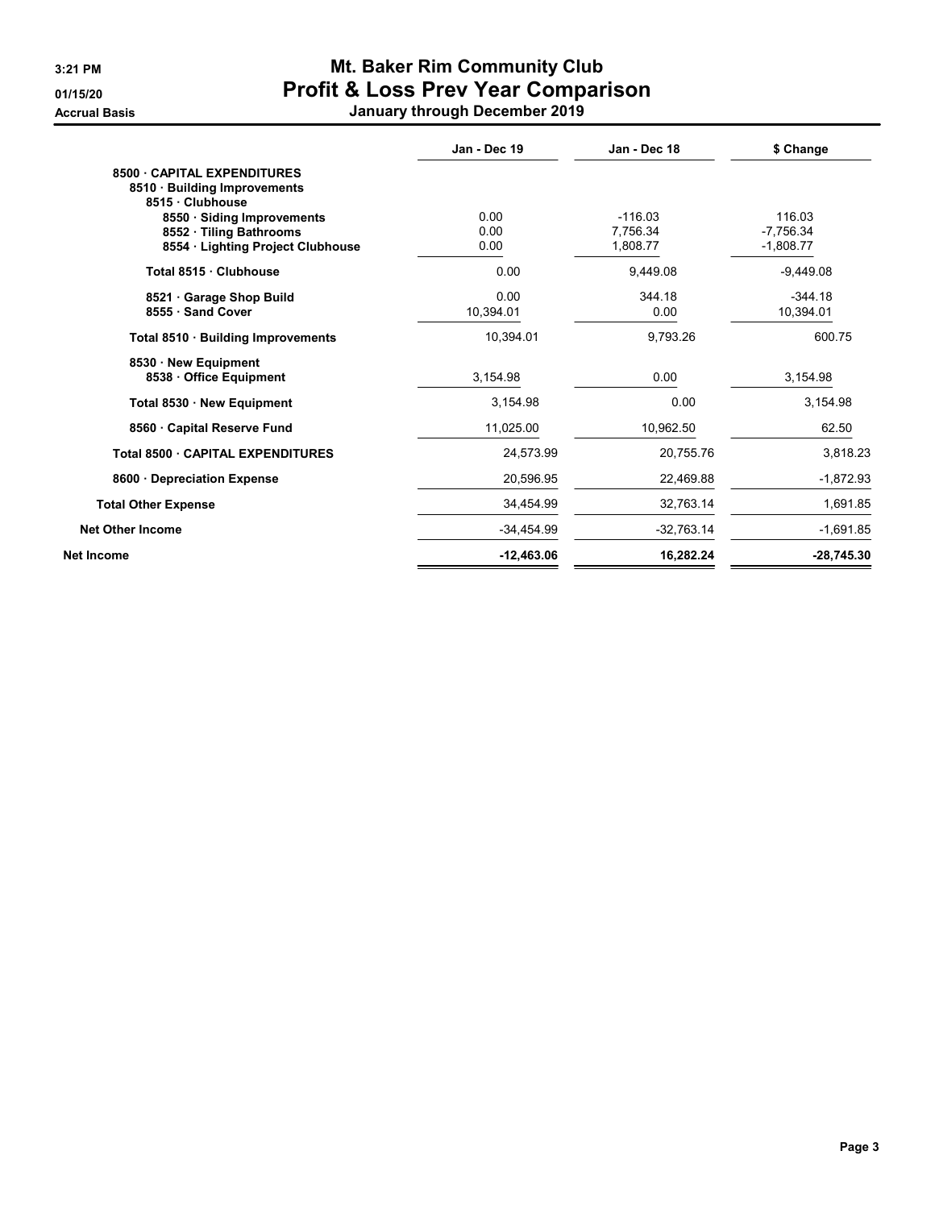# Mt. Baker Rim Community Club

## Profit & Loss Prev Year Comparison

### January through December 2019

3:21 PM
01/15/20
Accrual Basis

| | Jan - Dec 19 | Jan - Dec 18 | $ Change |
|---|---|---|---|
| 8500 · CAPITAL EXPENDITURES | | | |
| 8510 · Building Improvements | | | |
| 8515 · Clubhouse | | | |
| 8550 · Siding Improvements | 0.00 | -116.03 | 116.03 |
| 8552 · Tiling Bathrooms | 0.00 | 7,756.34 | -7,756.34 |
| 8554 · Lighting Project Clubhouse | 0.00 | 1,808.77 | -1,808.77 |
| Total 8515 · Clubhouse | 0.00 | 9,449.08 | -9,449.08 |
| 8521 · Garage Shop Build | 0.00 | 344.18 | -344.18 |
| 8555 · Sand Cover | 10,394.01 | 0.00 | 10,394.01 |
| Total 8510 · Building Improvements | 10,394.01 | 9,793.26 | 600.75 |
| 8530 · New Equipment | | | |
| 8538 · Office Equipment | 3,154.98 | 0.00 | 3,154.98 |
| Total 8530 · New Equipment | 3,154.98 | 0.00 | 3,154.98 |
| 8560 · Capital Reserve Fund | 11,025.00 | 10,962.50 | 62.50 |
| Total 8500 · CAPITAL EXPENDITURES | 24,573.99 | 20,755.76 | 3,818.23 |
| 8600 · Depreciation Expense | 20,596.95 | 22,469.88 | -1,872.93 |
| Total Other Expense | 34,454.99 | 32,763.14 | 1,691.85 |
| Net Other Income | -34,454.99 | -32,763.14 | -1,691.85 |
| **Net Income** | **-12,463.06** | **16,282.24** | **-28,745.30** |